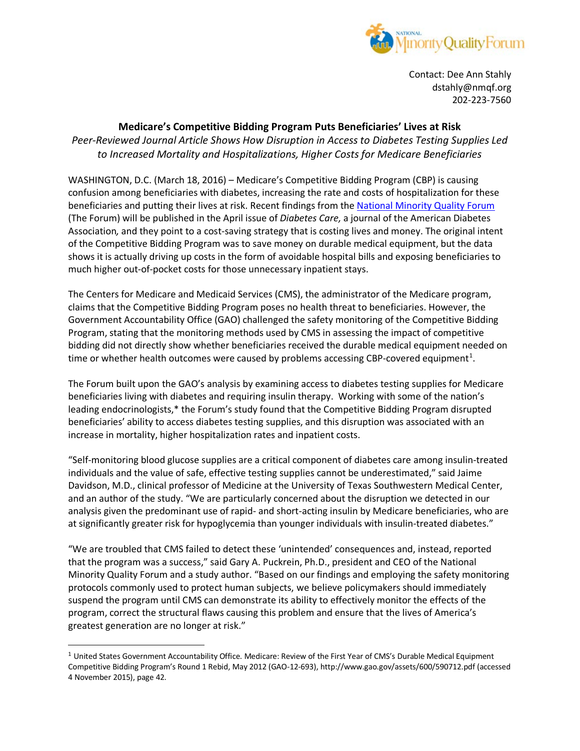Contact: Dee Ann Stahly
dstahly@nmqf.org
202-223-7560

## Medicare's Competitive Bidding Program Puts Beneficiaries' Lives at Risk

*Peer-Reviewed Journal Article Shows How Disruption in Access to Diabetes Testing Supplies Led to Increased Mortality and Hospitalizations, Higher Costs for Medicare Beneficiaries*

WASHINGTON, D.C. (March 18, 2016) – Medicare's Competitive Bidding Program (CBP) is causing confusion among beneficiaries with diabetes, increasing the rate and costs of hospitalization for these beneficiaries and putting their lives at risk. Recent findings from the National Minority Quality Forum (The Forum) will be published in the April issue of *Diabetes Care,* a journal of the American Diabetes Association*,* and they point to a cost-saving strategy that is costing lives and money. The original intent of the Competitive Bidding Program was to save money on durable medical equipment, but the data shows it is actually driving up costs in the form of avoidable hospital bills and exposing beneficiaries to much higher out-of-pocket costs for those unnecessary inpatient stays.

The Centers for Medicare and Medicaid Services (CMS), the administrator of the Medicare program, claims that the Competitive Bidding Program poses no health threat to beneficiaries. However, the Government Accountability Office (GAO) challenged the safety monitoring of the Competitive Bidding Program, stating that the monitoring methods used by CMS in assessing the impact of competitive bidding did not directly show whether beneficiaries received the durable medical equipment needed on time or whether health outcomes were caused by problems accessing CBP-covered equipment[1].

The Forum built upon the GAO's analysis by examining access to diabetes testing supplies for Medicare beneficiaries living with diabetes and requiring insulin therapy. Working with some of the nation's leading endocrinologists,* the Forum's study found that the Competitive Bidding Program disrupted beneficiaries' ability to access diabetes testing supplies, and this disruption was associated with an increase in mortality, higher hospitalization rates and inpatient costs.

"Self-monitoring blood glucose supplies are a critical component of diabetes care among insulin-treated individuals and the value of safe, effective testing supplies cannot be underestimated," said Jaime Davidson, M.D., clinical professor of Medicine at the University of Texas Southwestern Medical Center, and an author of the study. "We are particularly concerned about the disruption we detected in our analysis given the predominant use of rapid- and short-acting insulin by Medicare beneficiaries, who are at significantly greater risk for hypoglycemia than younger individuals with insulin-treated diabetes."

"We are troubled that CMS failed to detect these 'unintended' consequences and, instead, reported that the program was a success," said Gary A. Puckrein, Ph.D., president and CEO of the National Minority Quality Forum and a study author. "Based on our findings and employing the safety monitoring protocols commonly used to protect human subjects, we believe policymakers should immediately suspend the program until CMS can demonstrate its ability to effectively monitor the effects of the program, correct the structural flaws causing this problem and ensure that the lives of America's greatest generation are no longer at risk."

---

[1] United States Government Accountability Office. Medicare: Review of the First Year of CMS's Durable Medical Equipment Competitive Bidding Program's Round 1 Rebid, May 2012 (GAO-12-693), http://www.gao.gov/assets/600/590712.pdf (accessed 4 November 2015), page 42.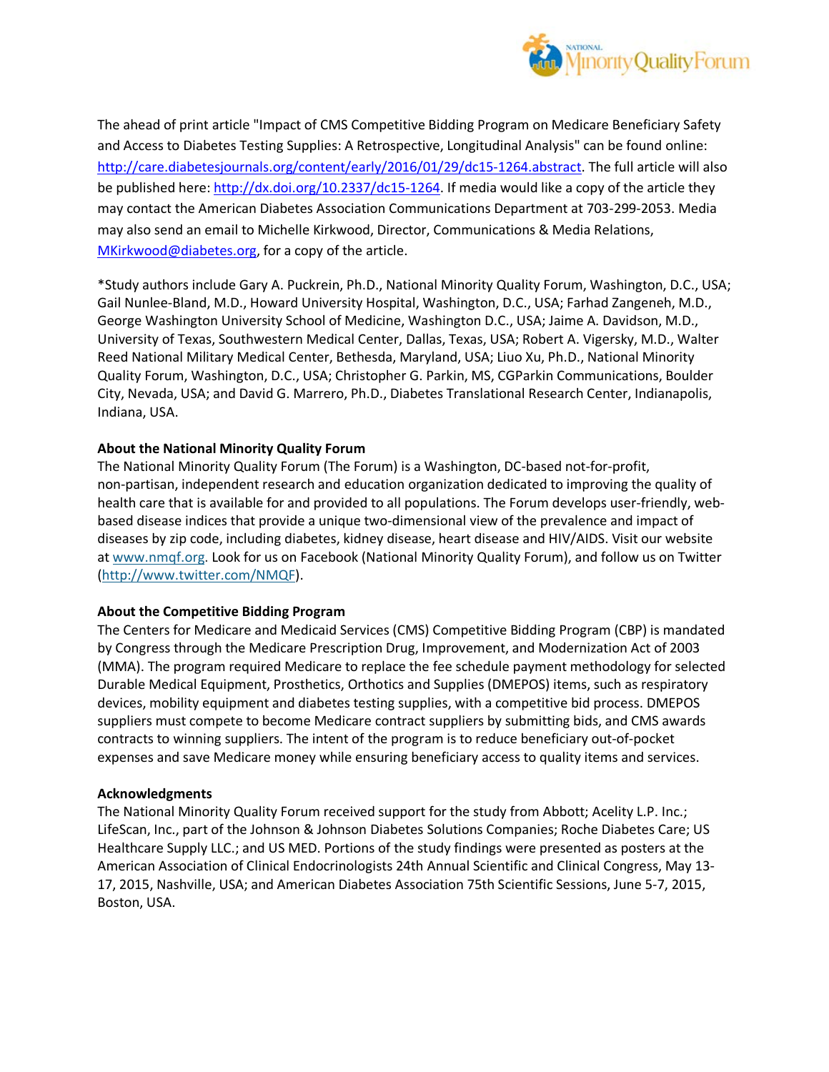The ahead of print article "Impact of CMS Competitive Bidding Program on Medicare Beneficiary Safety and Access to Diabetes Testing Supplies: A Retrospective, Longitudinal Analysis" can be found online: http://care.diabetesjournals.org/content/early/2016/01/29/dc15-1264.abstract. The full article will also be published here: http://dx.doi.org/10.2337/dc15-1264. If media would like a copy of the article they may contact the American Diabetes Association Communications Department at 703-299-2053. Media may also send an email to Michelle Kirkwood, Director, Communications & Media Relations, MKirkwood@diabetes.org, for a copy of the article.

*Study authors include Gary A. Puckrein, Ph.D., National Minority Quality Forum, Washington, D.C., USA; Gail Nunlee-Bland, M.D., Howard University Hospital, Washington, D.C., USA; Farhad Zangeneh, M.D., George Washington University School of Medicine, Washington D.C., USA; Jaime A. Davidson, M.D., University of Texas, Southwestern Medical Center, Dallas, Texas, USA; Robert A. Vigersky, M.D., Walter Reed National Military Medical Center, Bethesda, Maryland, USA; Liuo Xu, Ph.D., National Minority Quality Forum, Washington, D.C., USA; Christopher G. Parkin, MS, CGParkin Communications, Boulder City, Nevada, USA; and David G. Marrero, Ph.D., Diabetes Translational Research Center, Indianapolis, Indiana, USA.

**About the National Minority Quality Forum**

The National Minority Quality Forum (The Forum) is a Washington, DC-based not-for-profit, non-partisan, independent research and education organization dedicated to improving the quality of health care that is available for and provided to all populations. The Forum develops user-friendly, web-based disease indices that provide a unique two-dimensional view of the prevalence and impact of diseases by zip code, including diabetes, kidney disease, heart disease and HIV/AIDS. Visit our website at www.nmqf.org. Look for us on Facebook (National Minority Quality Forum), and follow us on Twitter (http://www.twitter.com/NMQF).

**About the Competitive Bidding Program**

The Centers for Medicare and Medicaid Services (CMS) Competitive Bidding Program (CBP) is mandated by Congress through the Medicare Prescription Drug, Improvement, and Modernization Act of 2003 (MMA). The program required Medicare to replace the fee schedule payment methodology for selected Durable Medical Equipment, Prosthetics, Orthotics and Supplies (DMEPOS) items, such as respiratory devices, mobility equipment and diabetes testing supplies, with a competitive bid process. DMEPOS suppliers must compete to become Medicare contract suppliers by submitting bids, and CMS awards contracts to winning suppliers. The intent of the program is to reduce beneficiary out-of-pocket expenses and save Medicare money while ensuring beneficiary access to quality items and services.

**Acknowledgments**

The National Minority Quality Forum received support for the study from Abbott; Acelity L.P. Inc.; LifeScan, Inc., part of the Johnson & Johnson Diabetes Solutions Companies; Roche Diabetes Care; US Healthcare Supply LLC.; and US MED. Portions of the study findings were presented as posters at the American Association of Clinical Endocrinologists 24th Annual Scientific and Clinical Congress, May 13-17, 2015, Nashville, USA; and American Diabetes Association 75th Scientific Sessions, June 5-7, 2015, Boston, USA.